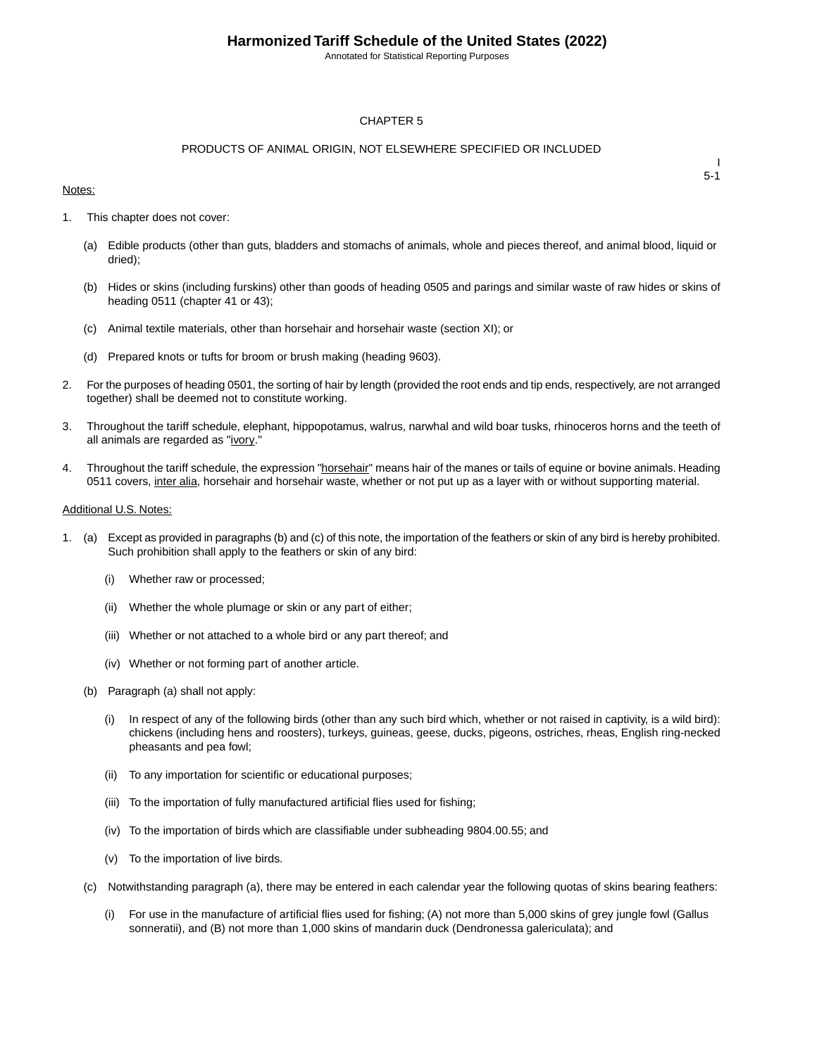# CHAPTER 5

## PRODUCTS OF ANIMAL ORIGIN, NOT ELSEWHERE SPECIFIED OR INCLUDED

I
5-1

Notes:

1. This chapter does not cover:

   (a) Edible products (other than guts, bladders and stomachs of animals, whole and pieces thereof, and animal blood, liquid or dried);

   (b) Hides or skins (including furskins) other than goods of heading 0505 and parings and similar waste of raw hides or skins of heading 0511 (chapter 41 or 43);

   (c) Animal textile materials, other than horsehair and horsehair waste (section XI); or

   (d) Prepared knots or tufts for broom or brush making (heading 9603).

2. For the purposes of heading 0501, the sorting of hair by length (provided the root ends and tip ends, respectively, are not arranged together) shall be deemed not to constitute working.

3. Throughout the tariff schedule, elephant, hippopotamus, walrus, narwhal and wild boar tusks, rhinoceros horns and the teeth of all animals are regarded as "ivory."

4. Throughout the tariff schedule, the expression "horsehair" means hair of the manes or tails of equine or bovine animals. Heading 0511 covers, inter alia, horsehair and horsehair waste, whether or not put up as a layer with or without supporting material.

Additional U.S. Notes:

1. (a) Except as provided in paragraphs (b) and (c) of this note, the importation of the feathers or skin of any bird is hereby prohibited. Such prohibition shall apply to the feathers or skin of any bird:

      (i) Whether raw or processed;

      (ii) Whether the whole plumage or skin or any part of either;

      (iii) Whether or not attached to a whole bird or any part thereof; and

      (iv) Whether or not forming part of another article.

   (b) Paragraph (a) shall not apply:

      (i) In respect of any of the following birds (other than any such bird which, whether or not raised in captivity, is a wild bird): chickens (including hens and roosters), turkeys, guineas, geese, ducks, pigeons, ostriches, rheas, English ring-necked pheasants and pea fowl;

      (ii) To any importation for scientific or educational purposes;

      (iii) To the importation of fully manufactured artificial flies used for fishing;

      (iv) To the importation of birds which are classifiable under subheading 9804.00.55; and

      (v) To the importation of live birds.

   (c) Notwithstanding paragraph (a), there may be entered in each calendar year the following quotas of skins bearing feathers:

      (i) For use in the manufacture of artificial flies used for fishing; (A) not more than 5,000 skins of grey jungle fowl (Gallus sonneratii), and (B) not more than 1,000 skins of mandarin duck (Dendronessa galericulata); and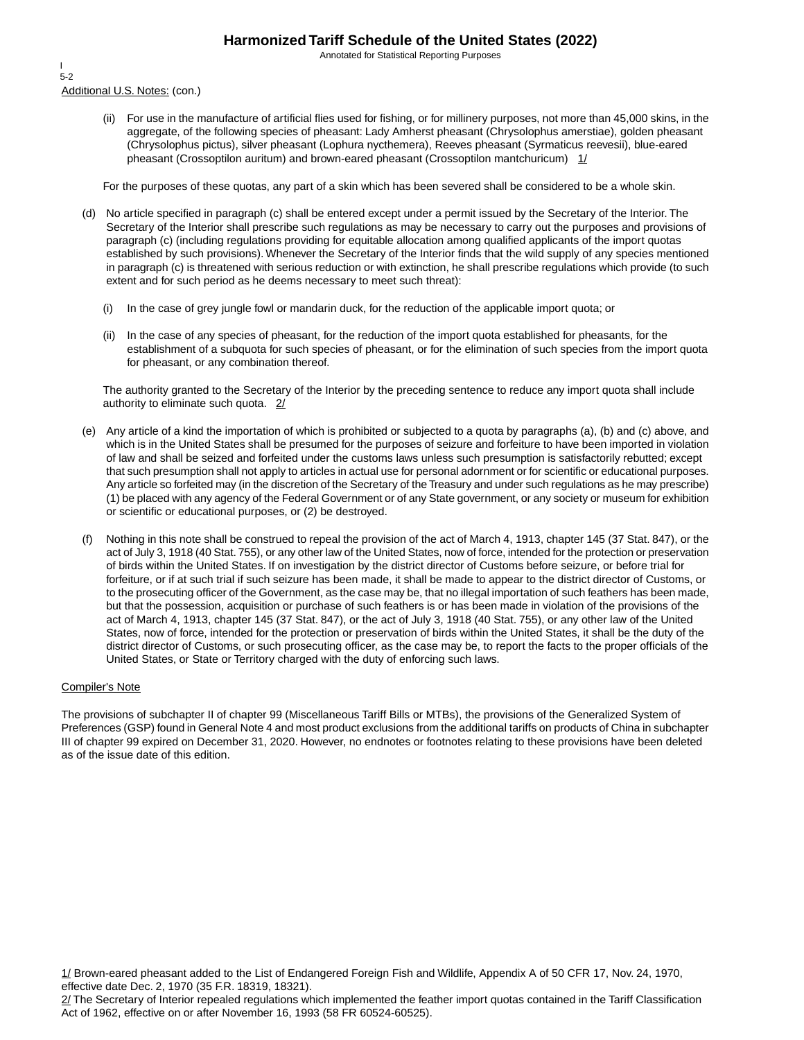Additional U.S. Notes: (con.)

(ii) For use in the manufacture of artificial flies used for fishing, or for millinery purposes, not more than 45,000 skins, in the aggregate, of the following species of pheasant: Lady Amherst pheasant (Chrysolophus amerstiae), golden pheasant (Chrysolophus pictus), silver pheasant (Lophura nycthemera), Reeves pheasant (Syrmaticus reevesii), blue-eared pheasant (Crossoptilon auritum) and brown-eared pheasant (Crossoptilon mantchuricum) 1/

For the purposes of these quotas, any part of a skin which has been severed shall be considered to be a whole skin.

(d) No article specified in paragraph (c) shall be entered except under a permit issued by the Secretary of the Interior. The Secretary of the Interior shall prescribe such regulations as may be necessary to carry out the purposes and provisions of paragraph (c) (including regulations providing for equitable allocation among qualified applicants of the import quotas established by such provisions). Whenever the Secretary of the Interior finds that the wild supply of any species mentioned in paragraph (c) is threatened with serious reduction or with extinction, he shall prescribe regulations which provide (to such extent and for such period as he deems necessary to meet such threat):

(i) In the case of grey jungle fowl or mandarin duck, for the reduction of the applicable import quota; or

(ii) In the case of any species of pheasant, for the reduction of the import quota established for pheasants, for the establishment of a subquota for such species of pheasant, or for the elimination of such species from the import quota for pheasant, or any combination thereof.

The authority granted to the Secretary of the Interior by the preceding sentence to reduce any import quota shall include authority to eliminate such quota. 2/

(e) Any article of a kind the importation of which is prohibited or subjected to a quota by paragraphs (a), (b) and (c) above, and which is in the United States shall be presumed for the purposes of seizure and forfeiture to have been imported in violation of law and shall be seized and forfeited under the customs laws unless such presumption is satisfactorily rebutted; except that such presumption shall not apply to articles in actual use for personal adornment or for scientific or educational purposes. Any article so forfeited may (in the discretion of the Secretary of the Treasury and under such regulations as he may prescribe) (1) be placed with any agency of the Federal Government or of any State government, or any society or museum for exhibition or scientific or educational purposes, or (2) be destroyed.

(f) Nothing in this note shall be construed to repeal the provision of the act of March 4, 1913, chapter 145 (37 Stat. 847), or the act of July 3, 1918 (40 Stat. 755), or any other law of the United States, now of force, intended for the protection or preservation of birds within the United States. If on investigation by the district director of Customs before seizure, or before trial for forfeiture, or if at such trial if such seizure has been made, it shall be made to appear to the district director of Customs, or to the prosecuting officer of the Government, as the case may be, that no illegal importation of such feathers has been made, but that the possession, acquisition or purchase of such feathers is or has been made in violation of the provisions of the act of March 4, 1913, chapter 145 (37 Stat. 847), or the act of July 3, 1918 (40 Stat. 755), or any other law of the United States, now of force, intended for the protection or preservation of birds within the United States, it shall be the duty of the district director of Customs, or such prosecuting officer, as the case may be, to report the facts to the proper officials of the United States, or State or Territory charged with the duty of enforcing such laws.

Compiler's Note

The provisions of subchapter II of chapter 99 (Miscellaneous Tariff Bills or MTBs), the provisions of the Generalized System of Preferences (GSP) found in General Note 4 and most product exclusions from the additional tariffs on products of China in subchapter III of chapter 99 expired on December 31, 2020. However, no endnotes or footnotes relating to these provisions have been deleted as of the issue date of this edition.

1/ Brown-eared pheasant added to the List of Endangered Foreign Fish and Wildlife, Appendix A of 50 CFR 17, Nov. 24, 1970, effective date Dec. 2, 1970 (35 F.R. 18319, 18321).
2/ The Secretary of Interior repealed regulations which implemented the feather import quotas contained in the Tariff Classification Act of 1962, effective on or after November 16, 1993 (58 FR 60524-60525).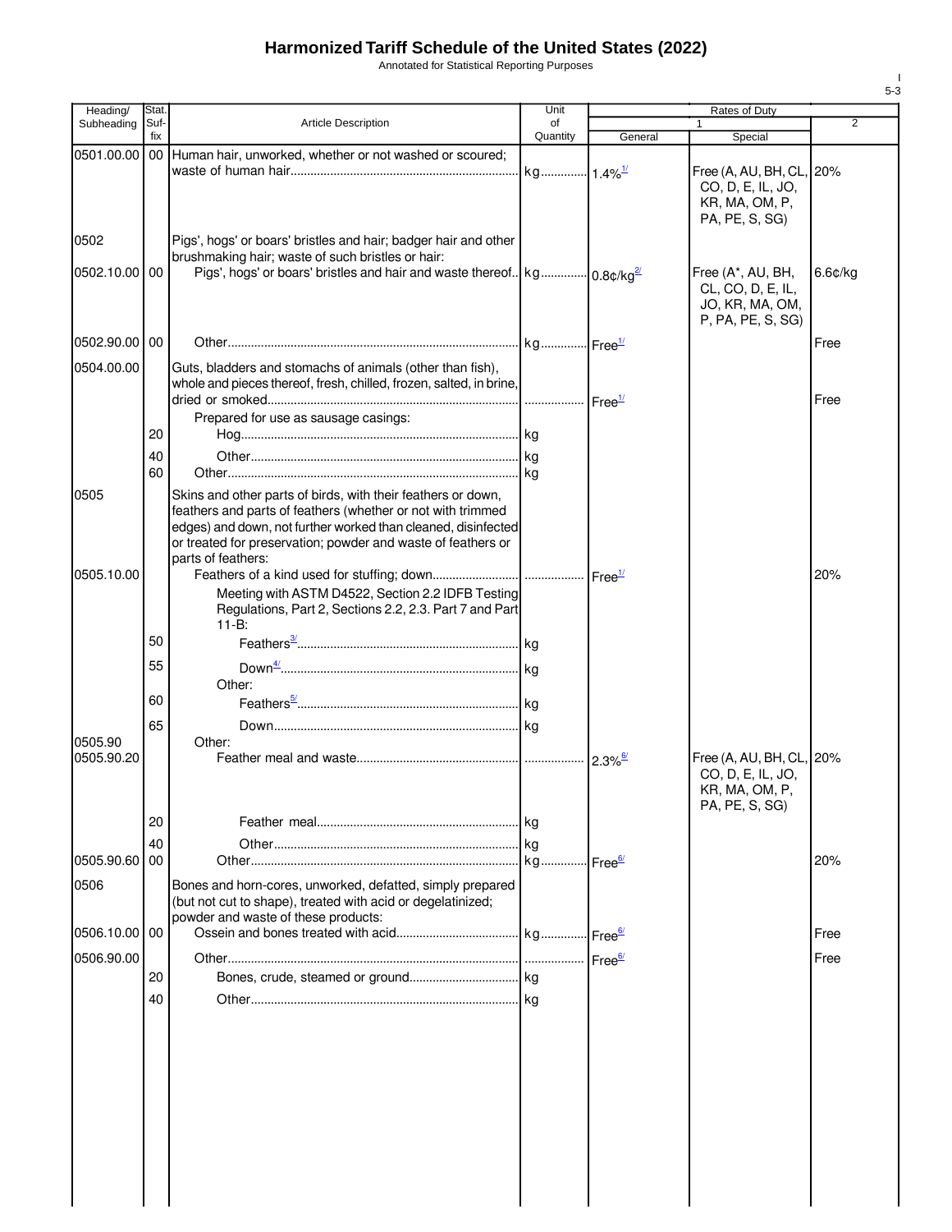# Harmonized Tariff Schedule of the United States (2022)

Annotated for Statistical Reporting Purposes

| Heading/ Subheading | Stat. Suf-fix | Article Description | Unit of Quantity | Rates of Duty 1 General | Special | 2 |
|---|---|---|---|---|---|---|
| 0501.00.00 | 00 | Human hair, unworked, whether or not washed or scoured; waste of human hair | kg | 1.4%[1/] | Free (A, AU, BH, CL, CO, D, E, IL, JO, KR, MA, OM, P, PA, PE, S, SG) | 20% |
| 0502 | | Pigs', hogs' or boars' bristles and hair; badger hair and other brushmaking hair; waste of such bristles or hair: | | | | |
| 0502.10.00 | 00 | Pigs', hogs' or boars' bristles and hair and waste thereof | kg | 0.8¢/kg[2/] | Free (A*, AU, BH, CL, CO, D, E, IL, JO, KR, MA, OM, P, PA, PE, S, SG) | 6.6¢/kg |
| 0502.90.00 | 00 | Other | kg | Free[1/] | | Free |
| 0504.00.00 | | Guts, bladders and stomachs of animals (other than fish), whole and pieces thereof, fresh, chilled, frozen, salted, in brine, dried or smoked | | Free[1/] | | Free |
| | | Prepared for use as sausage casings: | | | | |
| | 20 | Hog | kg | | | |
| | 40 | Other | kg | | | |
| | 60 | Other | kg | | | |
| 0505 | | Skins and other parts of birds, with their feathers or down, feathers and parts of feathers (whether or not with trimmed edges) and down, not further worked than cleaned, disinfected or treated for preservation; powder and waste of feathers or parts of feathers: | | | | |
| 0505.10.00 | | Feathers of a kind used for stuffing; down | | Free[1/] | | 20% |
| | | Meeting with ASTM D4522, Section 2.2 IDFB Testing Regulations, Part 2, Sections 2.2, 2.3. Part 7 and Part 11-B: | | | | |
| | 50 | Feathers[3/] | kg | | | |
| | 55 | Down[4/] | kg | | | |
| | | Other: | | | | |
| | 60 | Feathers[5/] | kg | | | |
| | 65 | Down | kg | | | |
| 0505.90 | | Other: | | | | |
| 0505.90.20 | | Feather meal and waste | | 2.3%[6/] | Free (A, AU, BH, CL, CO, D, E, IL, JO, KR, MA, OM, P, PA, PE, S, SG) | 20% |
| | 20 | Feather meal | kg | | | |
| | 40 | Other | kg | | | |
| 0505.90.60 | 00 | Other | kg | Free[6/] | | 20% |
| 0506 | | Bones and horn-cores, unworked, defatted, simply prepared (but not cut to shape), treated with acid or degelatinized; powder and waste of these products: | | | | |
| 0506.10.00 | 00 | Ossein and bones treated with acid | kg | Free[6/] | | Free |
| 0506.90.00 | | Other | | Free[6/] | | Free |
| | 20 | Bones, crude, steamed or ground | kg | | | |
| | 40 | Other | kg | | | |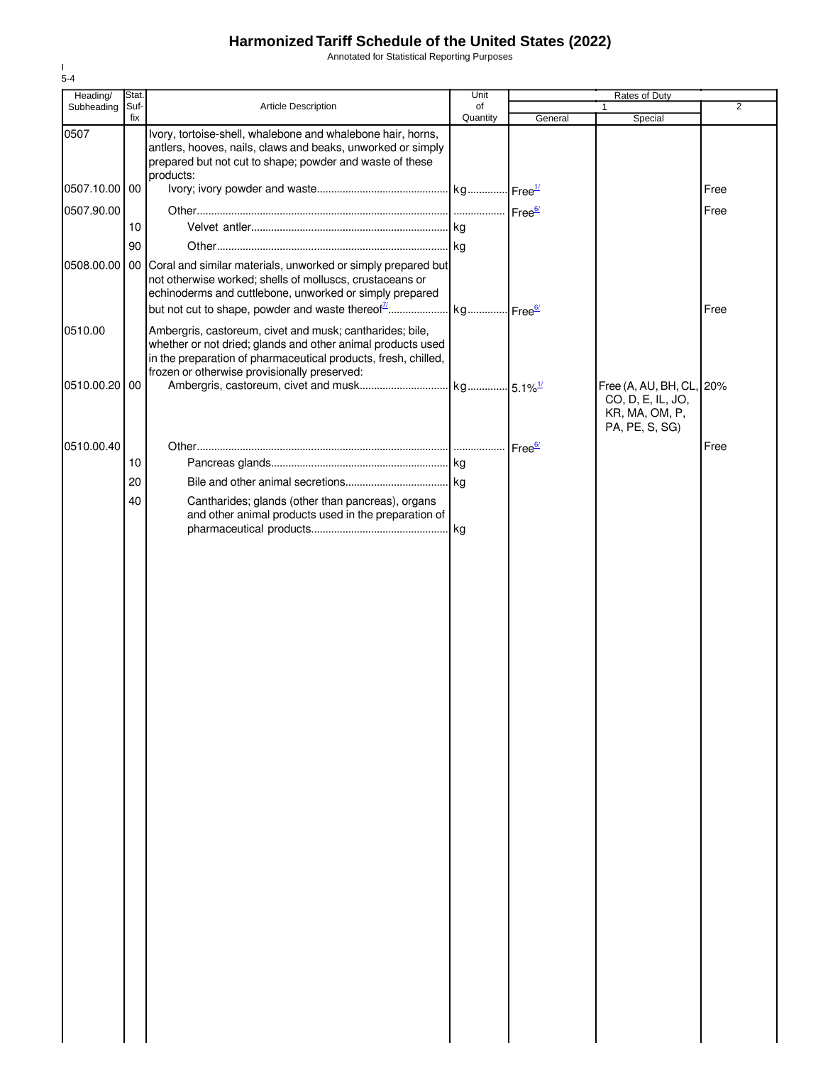# Harmonized Tariff Schedule of the United States (2022)

Annotated for Statistical Reporting Purposes

I
5-4

| Heading/ Subheading | Stat. Suf- fix | Article Description | Unit of Quantity | Rates of Duty 1 General | Special | 2 |
|---|---|---|---|---|---|---|
| 0507 | | Ivory, tortoise-shell, whalebone and whalebone hair, horns, antlers, hooves, nails, claws and beaks, unworked or simply prepared but not cut to shape; powder and waste of these products: | | | | |
| 0507.10.00 | 00 | Ivory; ivory powder and waste | kg | Free[1/] | | Free |
| 0507.90.00 | | Other | | Free[6/] | | Free |
| | 10 | Velvet antler | kg | | | |
| | 90 | Other | kg | | | |
| 0508.00.00 | 00 | Coral and similar materials, unworked or simply prepared but not otherwise worked; shells of molluscs, crustaceans or echinoderms and cuttlebone, unworked or simply prepared but not cut to shape, powder and waste thereof[7/] | kg | Free[6/] | | Free |
| 0510.00 | | Ambergris, castoreum, civet and musk; cantharides; bile, whether or not dried; glands and other animal products used in the preparation of pharmaceutical products, fresh, chilled, frozen or otherwise provisionally preserved: | | | | |
| 0510.00.20 | 00 | Ambergris, castoreum, civet and musk | kg | 5.1%[1/] | Free (A, AU, BH, CL, CO, D, E, IL, JO, KR, MA, OM, P, PA, PE, S, SG) | 20% |
| 0510.00.40 | | Other | | Free[6/] | | Free |
| | 10 | Pancreas glands | kg | | | |
| | 20 | Bile and other animal secretions | kg | | | |
| | 40 | Cantharides; glands (other than pancreas), organs and other animal products used in the preparation of pharmaceutical products | kg | | | |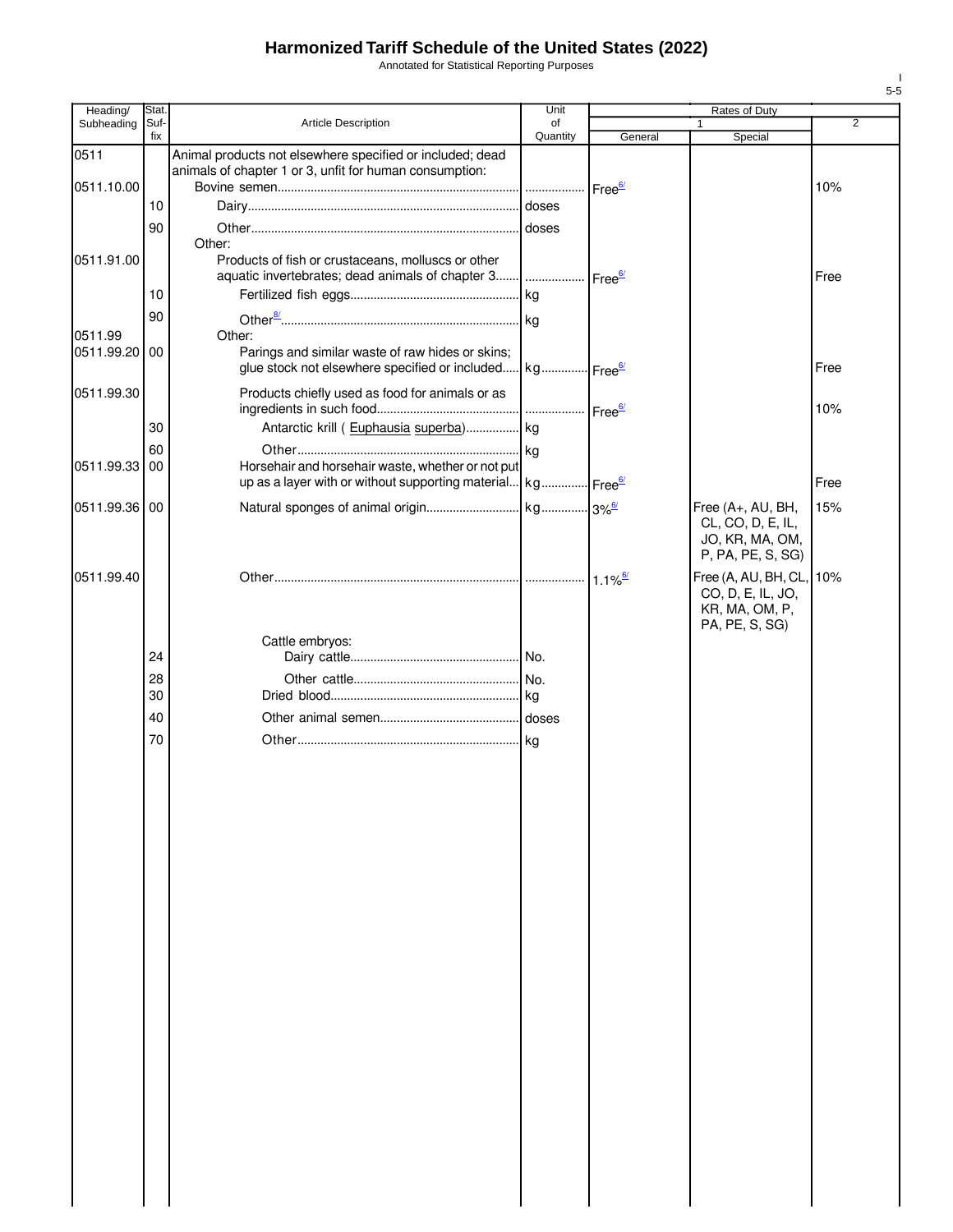# Harmonized Tariff Schedule of the United States (2022)

Annotated for Statistical Reporting Purposes

| Heading/ Subheading | Stat. Suf- fix | Article Description | Unit of Quantity | Rates of Duty 1 General | Special | 2 |
|---|---|---|---|---|---|---|
| 0511 | | Animal products not elsewhere specified or included; dead animals of chapter 1 or 3, unfit for human consumption: | | | | |
| 0511.10.00 | | Bovine semen | | Free[6/] | | 10% |
| | 10 | Dairy | doses | | | |
| | 90 | Other | doses | | | |
| | | Other: | | | | |
| 0511.91.00 | | Products of fish or crustaceans, molluscs or other aquatic invertebrates; dead animals of chapter 3 | | Free[6/] | | Free |
| | 10 | Fertilized fish eggs | kg | | | |
| | 90 | Other[8/] | kg | | | |
| 0511.99 | | Other: | | | | |
| 0511.99.20 | 00 | Parings and similar waste of raw hides or skins; glue stock not elsewhere specified or included | kg | Free[6/] | | Free |
| 0511.99.30 | | Products chiefly used as food for animals or as ingredients in such food | | Free[6/] | | 10% |
| | 30 | Antarctic krill ( Euphausia superba) | kg | | | |
| | 60 | Other | kg | | | |
| 0511.99.33 | 00 | Horsehair and horsehair waste, whether or not put up as a layer with or without supporting material | kg | Free[6/] | | Free |
| 0511.99.36 | 00 | Natural sponges of animal origin | kg | 3%[6/] | Free (A+, AU, BH, CL, CO, D, E, IL, JO, KR, MA, OM, P, PA, PE, S, SG) | 15% |
| 0511.99.40 | | Other | | 1.1%[6/] | Free (A, AU, BH, CL, CO, D, E, IL, JO, KR, MA, OM, P, PA, PE, S, SG) | 10% |
| | | Cattle embryos: | | | | |
| | 24 | Dairy cattle | No. | | | |
| | 28 | Other cattle | No. | | | |
| | 30 | Dried blood | kg | | | |
| | 40 | Other animal semen | doses | | | |
| | 70 | Other | kg | | | |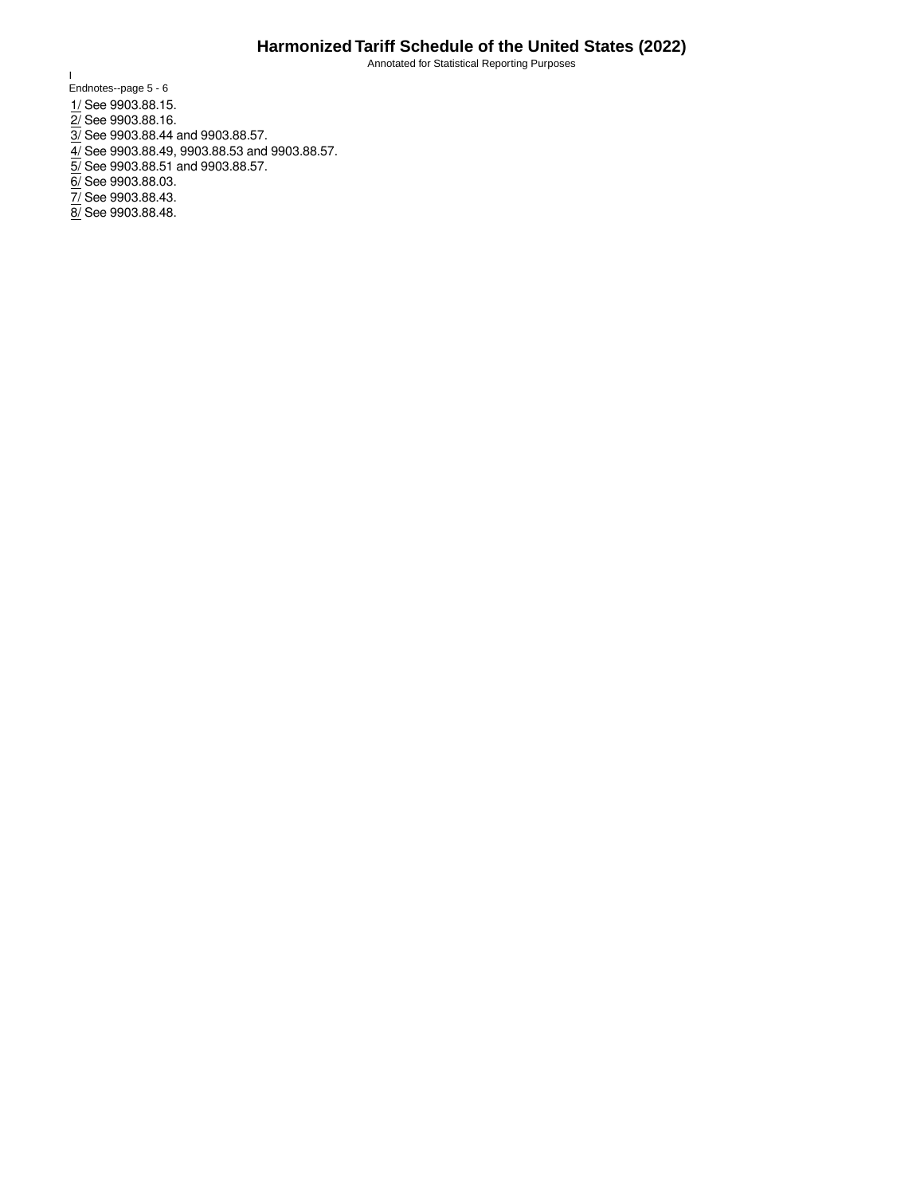I

Endnotes--page 5 - 6

1/ See 9903.88.15.
2/ See 9903.88.16.
3/ See 9903.88.44 and 9903.88.57.
4/ See 9903.88.49, 9903.88.53 and 9903.88.57.
5/ See 9903.88.51 and 9903.88.57.
6/ See 9903.88.03.
7/ See 9903.88.43.
8/ See 9903.88.48.